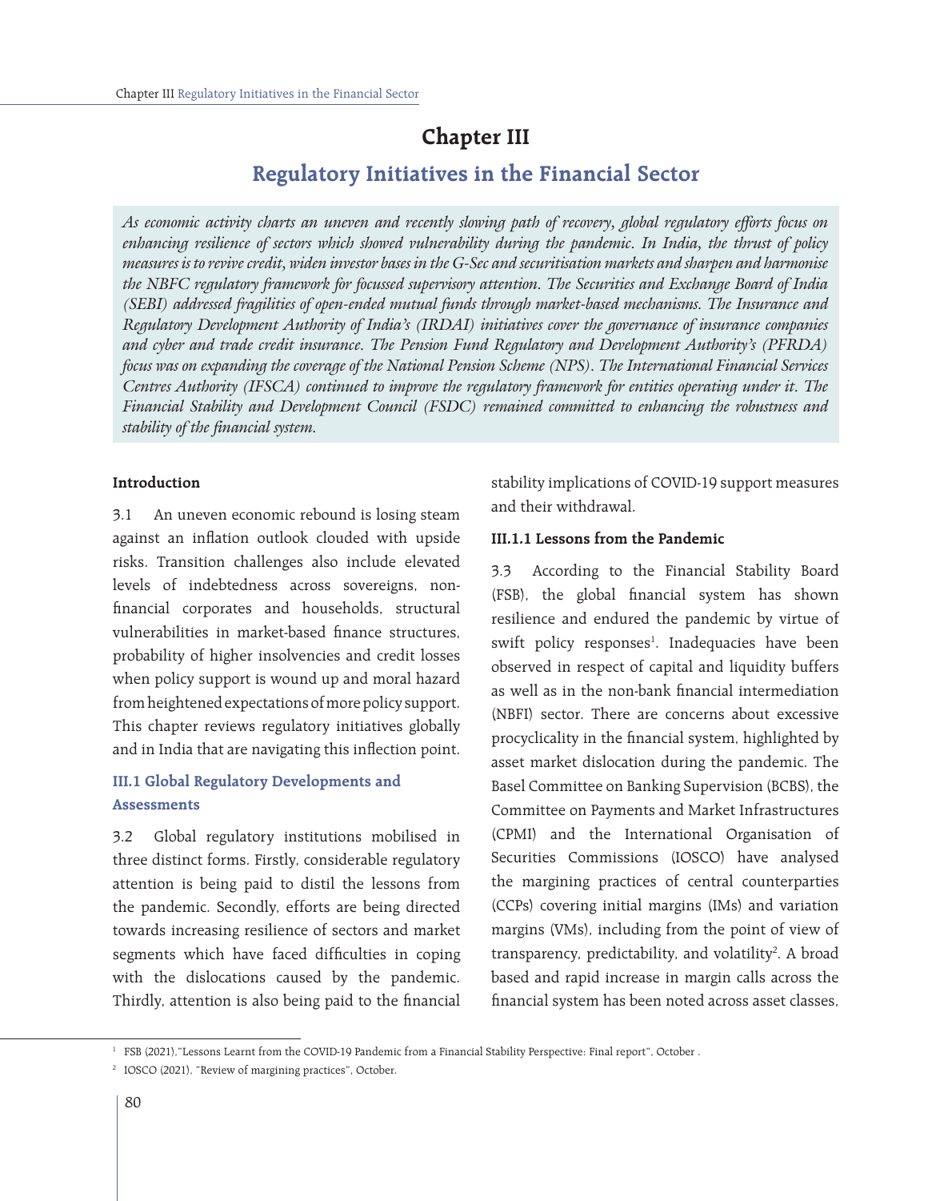# Chapter III

## Regulatory Initiatives in the Financial Sector

*As economic activity charts an uneven and recently slowing path of recovery, global regulatory efforts focus on enhancing resilience of sectors which showed vulnerability during the pandemic. In India, the thrust of policy measures is to revive credit, widen investor bases in the G-Sec and securitisation markets and sharpen and harmonise the NBFC regulatory framework for focussed supervisory attention. The Securities and Exchange Board of India (SEBI) addressed fragilities of open-ended mutual funds through market-based mechanisms. The Insurance and Regulatory Development Authority of India's (IRDAI) initiatives cover the governance of insurance companies and cyber and trade credit insurance. The Pension Fund Regulatory and Development Authority's (PFRDA) focus was on expanding the coverage of the National Pension Scheme (NPS). The International Financial Services Centres Authority (IFSCA) continued to improve the regulatory framework for entities operating under it. The Financial Stability and Development Council (FSDC) remained committed to enhancing the robustness and stability of the financial system.*

### Introduction

3.1 An uneven economic rebound is losing steam against an inflation outlook clouded with upside risks. Transition challenges also include elevated levels of indebtedness across sovereigns, non-financial corporates and households, structural vulnerabilities in market-based finance structures, probability of higher insolvencies and credit losses when policy support is wound up and moral hazard from heightened expectations of more policy support. This chapter reviews regulatory initiatives globally and in India that are navigating this inflection point.

### III.1 Global Regulatory Developments and Assessments

3.2 Global regulatory institutions mobilised in three distinct forms. Firstly, considerable regulatory attention is being paid to distil the lessons from the pandemic. Secondly, efforts are being directed towards increasing resilience of sectors and market segments which have faced difficulties in coping with the dislocations caused by the pandemic. Thirdly, attention is also being paid to the financial stability implications of COVID-19 support measures and their withdrawal.

#### III.1.1 Lessons from the Pandemic

3.3 According to the Financial Stability Board (FSB), the global financial system has shown resilience and endured the pandemic by virtue of swift policy responses[1]. Inadequacies have been observed in respect of capital and liquidity buffers as well as in the non-bank financial intermediation (NBFI) sector. There are concerns about excessive procyclicality in the financial system, highlighted by asset market dislocation during the pandemic. The Basel Committee on Banking Supervision (BCBS), the Committee on Payments and Market Infrastructures (CPMI) and the International Organisation of Securities Commissions (IOSCO) have analysed the margining practices of central counterparties (CCPs) covering initial margins (IMs) and variation margins (VMs), including from the point of view of transparency, predictability, and volatility[2]. A broad based and rapid increase in margin calls across the financial system has been noted across asset classes,

[1] FSB (2021),"Lessons Learnt from the COVID-19 Pandemic from a Financial Stability Perspective: Final report", October .

[2] IOSCO (2021), "Review of margining practices", October.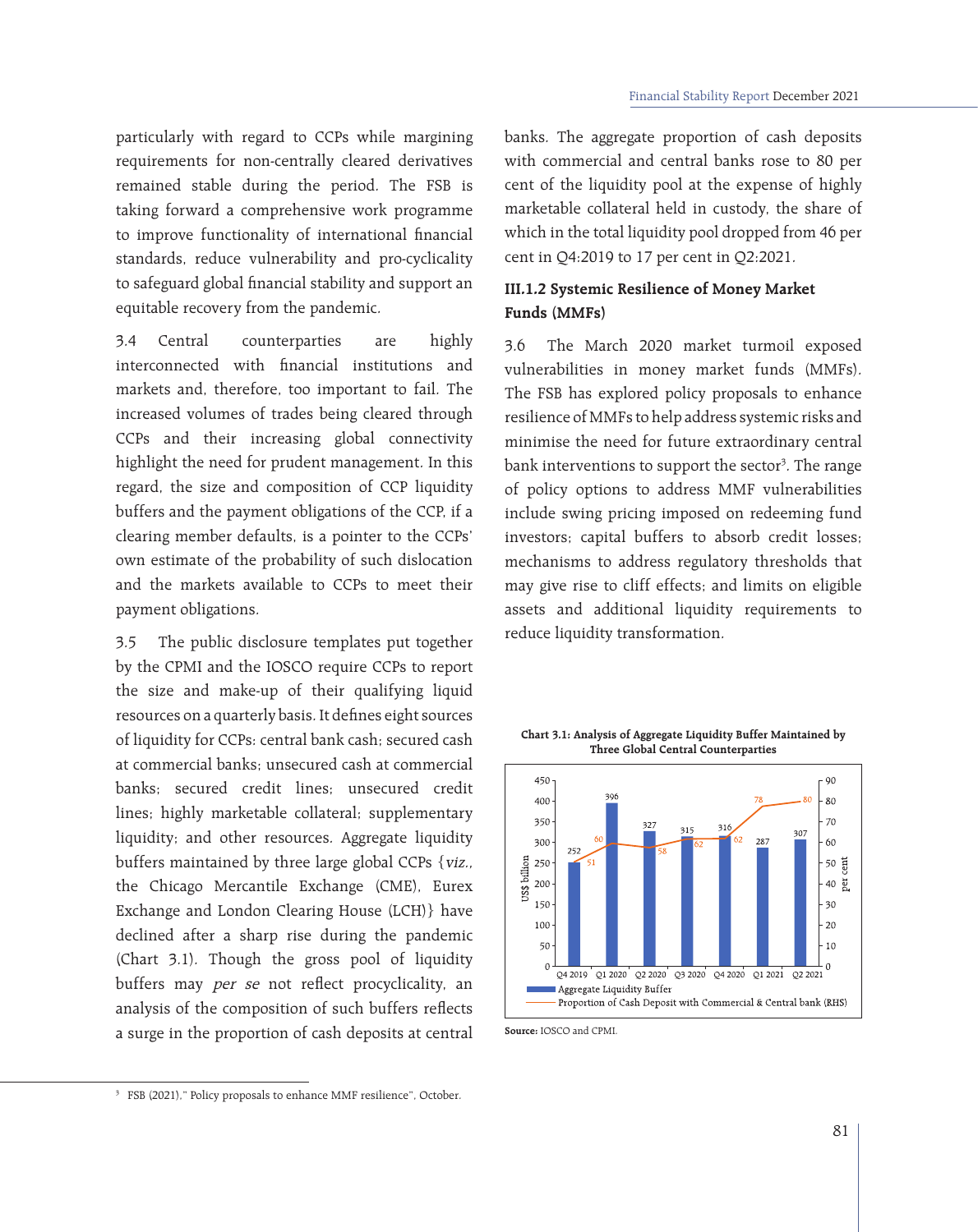particularly with regard to CCPs while margining requirements for non-centrally cleared derivatives remained stable during the period. The FSB is taking forward a comprehensive work programme to improve functionality of international financial standards, reduce vulnerability and pro-cyclicality to safeguard global financial stability and support an equitable recovery from the pandemic.

3.4 Central counterparties are highly interconnected with financial institutions and markets and, therefore, too important to fail. The increased volumes of trades being cleared through CCPs and their increasing global connectivity highlight the need for prudent management. In this regard, the size and composition of CCP liquidity buffers and the payment obligations of the CCP, if a clearing member defaults, is a pointer to the CCPs' own estimate of the probability of such dislocation and the markets available to CCPs to meet their payment obligations.

3.5 The public disclosure templates put together by the CPMI and the IOSCO require CCPs to report the size and make-up of their qualifying liquid resources on a quarterly basis. It defines eight sources of liquidity for CCPs: central bank cash; secured cash at commercial banks; unsecured cash at commercial banks; secured credit lines; unsecured credit lines; highly marketable collateral; supplementary liquidity; and other resources. Aggregate liquidity buffers maintained by three large global CCPs {*viz.*, the Chicago Mercantile Exchange (CME), Eurex Exchange and London Clearing House (LCH)} have declined after a sharp rise during the pandemic (Chart 3.1). Though the gross pool of liquidity buffers may *per se* not reflect procyclicality, an analysis of the composition of such buffers reflects a surge in the proportion of cash deposits at central banks. The aggregate proportion of cash deposits with commercial and central banks rose to 80 per cent of the liquidity pool at the expense of highly marketable collateral held in custody, the share of which in the total liquidity pool dropped from 46 per cent in Q4:2019 to 17 per cent in Q2:2021.

### III.1.2 Systemic Resilience of Money Market Funds (MMFs)

3.6 The March 2020 market turmoil exposed vulnerabilities in money market funds (MMFs). The FSB has explored policy proposals to enhance resilience of MMFs to help address systemic risks and minimise the need for future extraordinary central bank interventions to support the sector[3]. The range of policy options to address MMF vulnerabilities include swing pricing imposed on redeeming fund investors; capital buffers to absorb credit losses; mechanisms to address regulatory thresholds that may give rise to cliff effects; and limits on eligible assets and additional liquidity requirements to reduce liquidity transformation.

**Chart 3.1: Analysis of Aggregate Liquidity Buffer Maintained by Three Global Central Counterparties**

US$ billion
per cent
450, 400, 350, 300, 250, 200, 150, 100, 50, 0
90, 80, 70, 60, 50, 40, 30, 20, 10, 0
252, 396, 327, 315, 316, 287, 307
51, 60, 58, 62, 62, 78, 80
Q4 2019, Q1 2020, Q2 2020, Q3 2020, Q4 2020, Q1 2021, Q2 2021
Aggregate Liquidity Buffer
Proportion of Cash Deposit with Commercial & Central bank (RHS)

**Source:** IOSCO and CPMI.

[3] FSB (2021)," Policy proposals to enhance MMF resilience", October.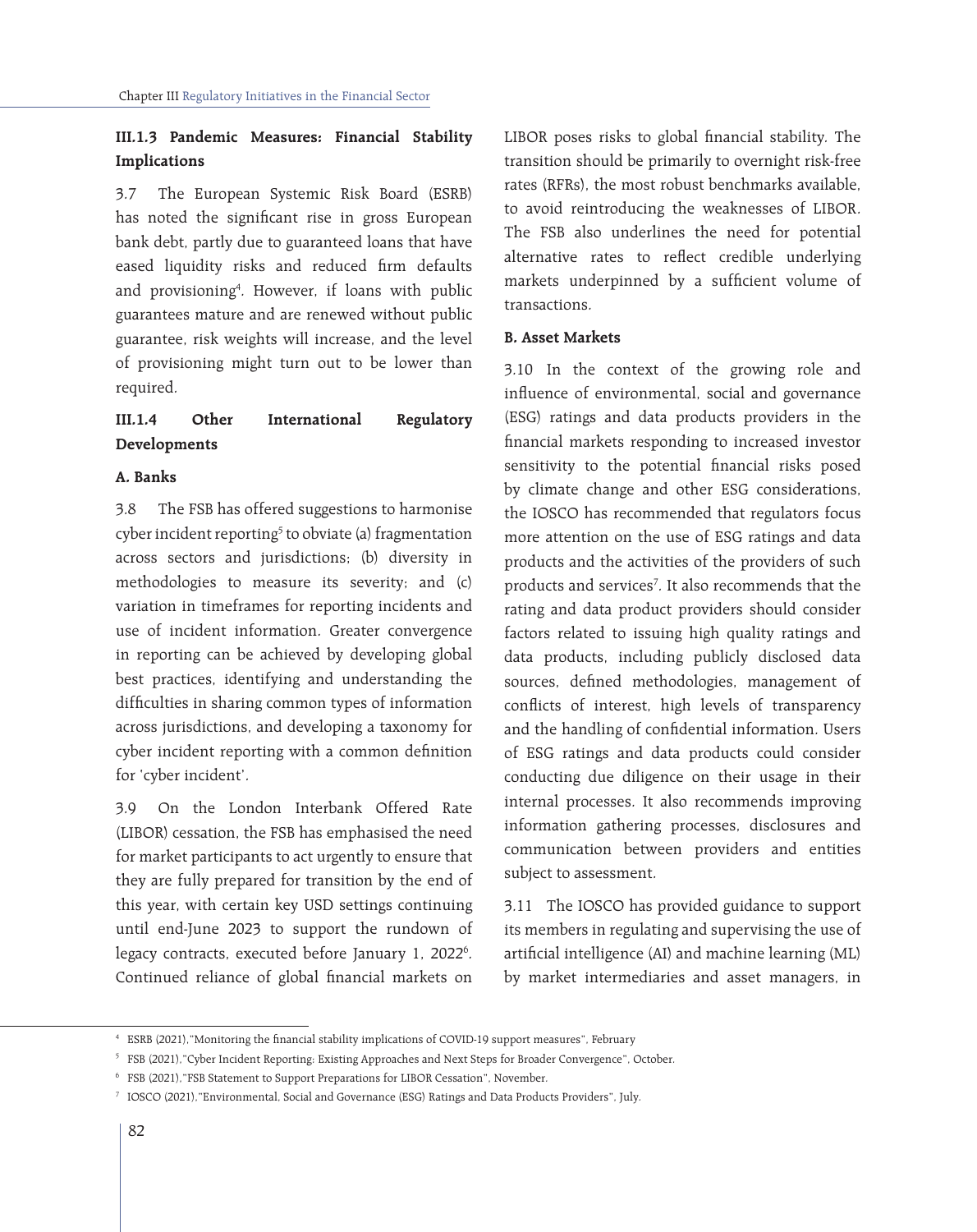### III.1.3 Pandemic Measures: Financial Stability Implications

3.7 The European Systemic Risk Board (ESRB) has noted the significant rise in gross European bank debt, partly due to guaranteed loans that have eased liquidity risks and reduced firm defaults and provisioning[4]. However, if loans with public guarantees mature and are renewed without public guarantee, risk weights will increase, and the level of provisioning might turn out to be lower than required.

### III.1.4 Other International Regulatory Developments

**A. Banks**

3.8 The FSB has offered suggestions to harmonise cyber incident reporting[5] to obviate (a) fragmentation across sectors and jurisdictions; (b) diversity in methodologies to measure its severity; and (c) variation in timeframes for reporting incidents and use of incident information. Greater convergence in reporting can be achieved by developing global best practices, identifying and understanding the difficulties in sharing common types of information across jurisdictions, and developing a taxonomy for cyber incident reporting with a common definition for 'cyber incident'.

3.9 On the London Interbank Offered Rate (LIBOR) cessation, the FSB has emphasised the need for market participants to act urgently to ensure that they are fully prepared for transition by the end of this year, with certain key USD settings continuing until end-June 2023 to support the rundown of legacy contracts, executed before January 1, 2022[6]. Continued reliance of global financial markets on LIBOR poses risks to global financial stability. The transition should be primarily to overnight risk-free rates (RFRs), the most robust benchmarks available, to avoid reintroducing the weaknesses of LIBOR. The FSB also underlines the need for potential alternative rates to reflect credible underlying markets underpinned by a sufficient volume of transactions.

**B. Asset Markets**

3.10 In the context of the growing role and influence of environmental, social and governance (ESG) ratings and data products providers in the financial markets responding to increased investor sensitivity to the potential financial risks posed by climate change and other ESG considerations, the IOSCO has recommended that regulators focus more attention on the use of ESG ratings and data products and the activities of the providers of such products and services[7]. It also recommends that the rating and data product providers should consider factors related to issuing high quality ratings and data products, including publicly disclosed data sources, defined methodologies, management of conflicts of interest, high levels of transparency and the handling of confidential information. Users of ESG ratings and data products could consider conducting due diligence on their usage in their internal processes. It also recommends improving information gathering processes, disclosures and communication between providers and entities subject to assessment.

3.11 The IOSCO has provided guidance to support its members in regulating and supervising the use of artificial intelligence (AI) and machine learning (ML) by market intermediaries and asset managers, in

---

[4] ESRB (2021),"Monitoring the financial stability implications of COVID-19 support measures", February

[5] FSB (2021),"Cyber Incident Reporting: Existing Approaches and Next Steps for Broader Convergence", October.

[6] FSB (2021),"FSB Statement to Support Preparations for LIBOR Cessation", November.

[7] IOSCO (2021),"Environmental, Social and Governance (ESG) Ratings and Data Products Providers", July.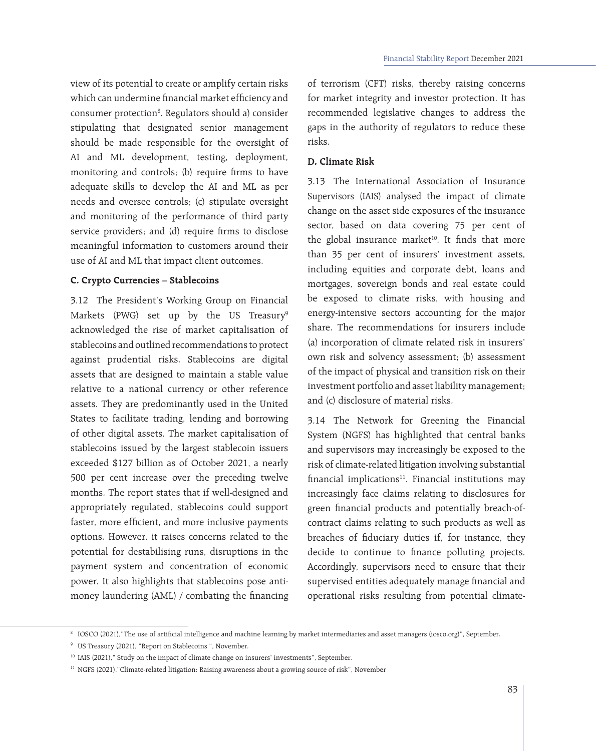view of its potential to create or amplify certain risks which can undermine financial market efficiency and consumer protection[8]. Regulators should a) consider stipulating that designated senior management should be made responsible for the oversight of AI and ML development, testing, deployment, monitoring and controls; (b) require firms to have adequate skills to develop the AI and ML as per needs and oversee controls; (c) stipulate oversight and monitoring of the performance of third party service providers; and (d) require firms to disclose meaningful information to customers around their use of AI and ML that impact client outcomes.

**C. Crypto Currencies – Stablecoins**

3.12 The President's Working Group on Financial Markets (PWG) set up by the US Treasury[9] acknowledged the rise of market capitalisation of stablecoins and outlined recommendations to protect against prudential risks. Stablecoins are digital assets that are designed to maintain a stable value relative to a national currency or other reference assets. They are predominantly used in the United States to facilitate trading, lending and borrowing of other digital assets. The market capitalisation of stablecoins issued by the largest stablecoin issuers exceeded $127 billion as of October 2021, a nearly 500 per cent increase over the preceding twelve months. The report states that if well-designed and appropriately regulated, stablecoins could support faster, more efficient, and more inclusive payments options. However, it raises concerns related to the potential for destabilising runs, disruptions in the payment system and concentration of economic power. It also highlights that stablecoins pose anti-money laundering (AML) / combating the financing of terrorism (CFT) risks, thereby raising concerns for market integrity and investor protection. It has recommended legislative changes to address the gaps in the authority of regulators to reduce these risks.

**D. Climate Risk**

3.13 The International Association of Insurance Supervisors (IAIS) analysed the impact of climate change on the asset side exposures of the insurance sector, based on data covering 75 per cent of the global insurance market[10]. It finds that more than 35 per cent of insurers' investment assets, including equities and corporate debt, loans and mortgages, sovereign bonds and real estate could be exposed to climate risks, with housing and energy-intensive sectors accounting for the major share. The recommendations for insurers include (a) incorporation of climate related risk in insurers' own risk and solvency assessment; (b) assessment of the impact of physical and transition risk on their investment portfolio and asset liability management; and (c) disclosure of material risks.

3.14 The Network for Greening the Financial System (NGFS) has highlighted that central banks and supervisors may increasingly be exposed to the risk of climate-related litigation involving substantial financial implications[11]. Financial institutions may increasingly face claims relating to disclosures for green financial products and potentially breach-of-contract claims relating to such products as well as breaches of fiduciary duties if, for instance, they decide to continue to finance polluting projects. Accordingly, supervisors need to ensure that their supervised entities adequately manage financial and operational risks resulting from potential climate-

---

[8] IOSCO (2021),"The use of artificial intelligence and machine learning by market intermediaries and asset managers (iosco.org)", September.

[9] US Treasury (2021), "Report on Stablecoins ", November.

[10] IAIS (2021)," Study on the impact of climate change on insurers' investments", September.

[11] NGFS (2021),"Climate-related litigation: Raising awareness about a growing source of risk", November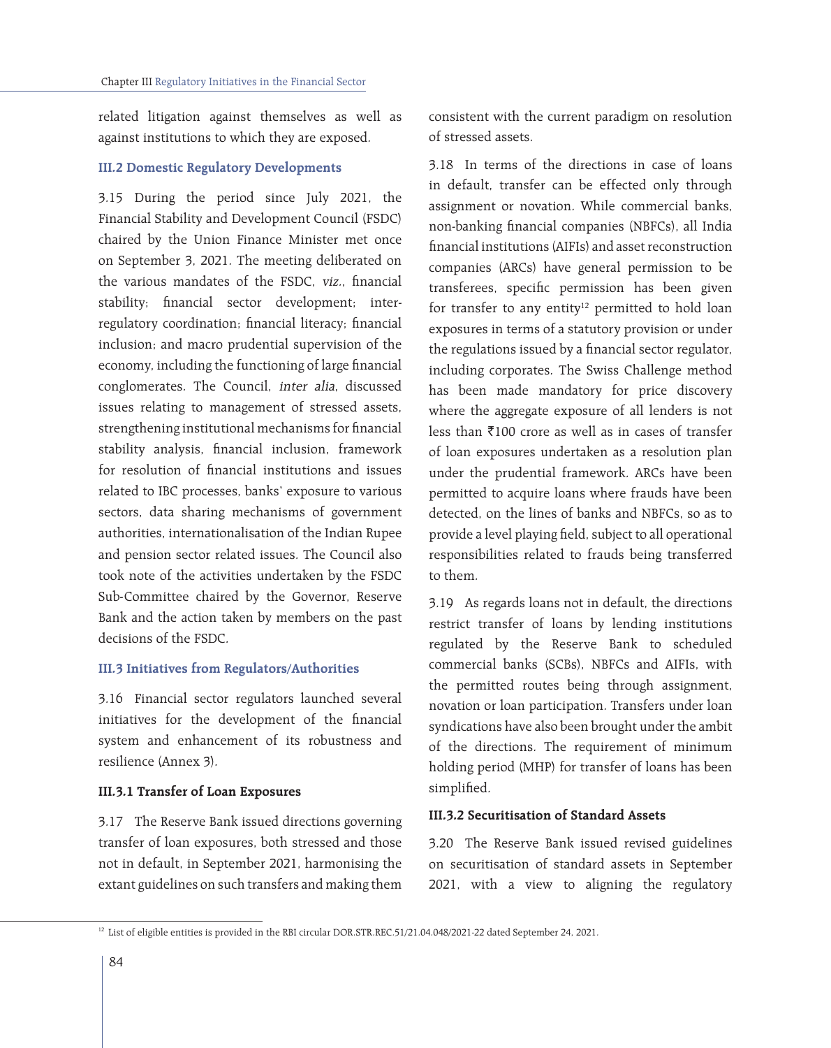related litigation against themselves as well as against institutions to which they are exposed.

## III.2 Domestic Regulatory Developments

3.15 During the period since July 2021, the Financial Stability and Development Council (FSDC) chaired by the Union Finance Minister met once on September 3, 2021. The meeting deliberated on the various mandates of the FSDC, *viz.*, financial stability; financial sector development; inter-regulatory coordination; financial literacy; financial inclusion; and macro prudential supervision of the economy, including the functioning of large financial conglomerates. The Council, *inter alia*, discussed issues relating to management of stressed assets, strengthening institutional mechanisms for financial stability analysis, financial inclusion, framework for resolution of financial institutions and issues related to IBC processes, banks' exposure to various sectors, data sharing mechanisms of government authorities, internationalisation of the Indian Rupee and pension sector related issues. The Council also took note of the activities undertaken by the FSDC Sub-Committee chaired by the Governor, Reserve Bank and the action taken by members on the past decisions of the FSDC.

## III.3 Initiatives from Regulators/Authorities

3.16 Financial sector regulators launched several initiatives for the development of the financial system and enhancement of its robustness and resilience (Annex 3).

### III.3.1 Transfer of Loan Exposures

3.17 The Reserve Bank issued directions governing transfer of loan exposures, both stressed and those not in default, in September 2021, harmonising the extant guidelines on such transfers and making them consistent with the current paradigm on resolution of stressed assets.

3.18 In terms of the directions in case of loans in default, transfer can be effected only through assignment or novation. While commercial banks, non-banking financial companies (NBFCs), all India financial institutions (AIFIs) and asset reconstruction companies (ARCs) have general permission to be transferees, specific permission has been given for transfer to any entity[12] permitted to hold loan exposures in terms of a statutory provision or under the regulations issued by a financial sector regulator, including corporates. The Swiss Challenge method has been made mandatory for price discovery where the aggregate exposure of all lenders is not less than ₹100 crore as well as in cases of transfer of loan exposures undertaken as a resolution plan under the prudential framework. ARCs have been permitted to acquire loans where frauds have been detected, on the lines of banks and NBFCs, so as to provide a level playing field, subject to all operational responsibilities related to frauds being transferred to them.

3.19 As regards loans not in default, the directions restrict transfer of loans by lending institutions regulated by the Reserve Bank to scheduled commercial banks (SCBs), NBFCs and AIFIs, with the permitted routes being through assignment, novation or loan participation. Transfers under loan syndications have also been brought under the ambit of the directions. The requirement of minimum holding period (MHP) for transfer of loans has been simplified.

### III.3.2 Securitisation of Standard Assets

3.20 The Reserve Bank issued revised guidelines on securitisation of standard assets in September 2021, with a view to aligning the regulatory

[12] List of eligible entities is provided in the RBI circular DOR.STR.REC.51/21.04.048/2021-22 dated September 24, 2021.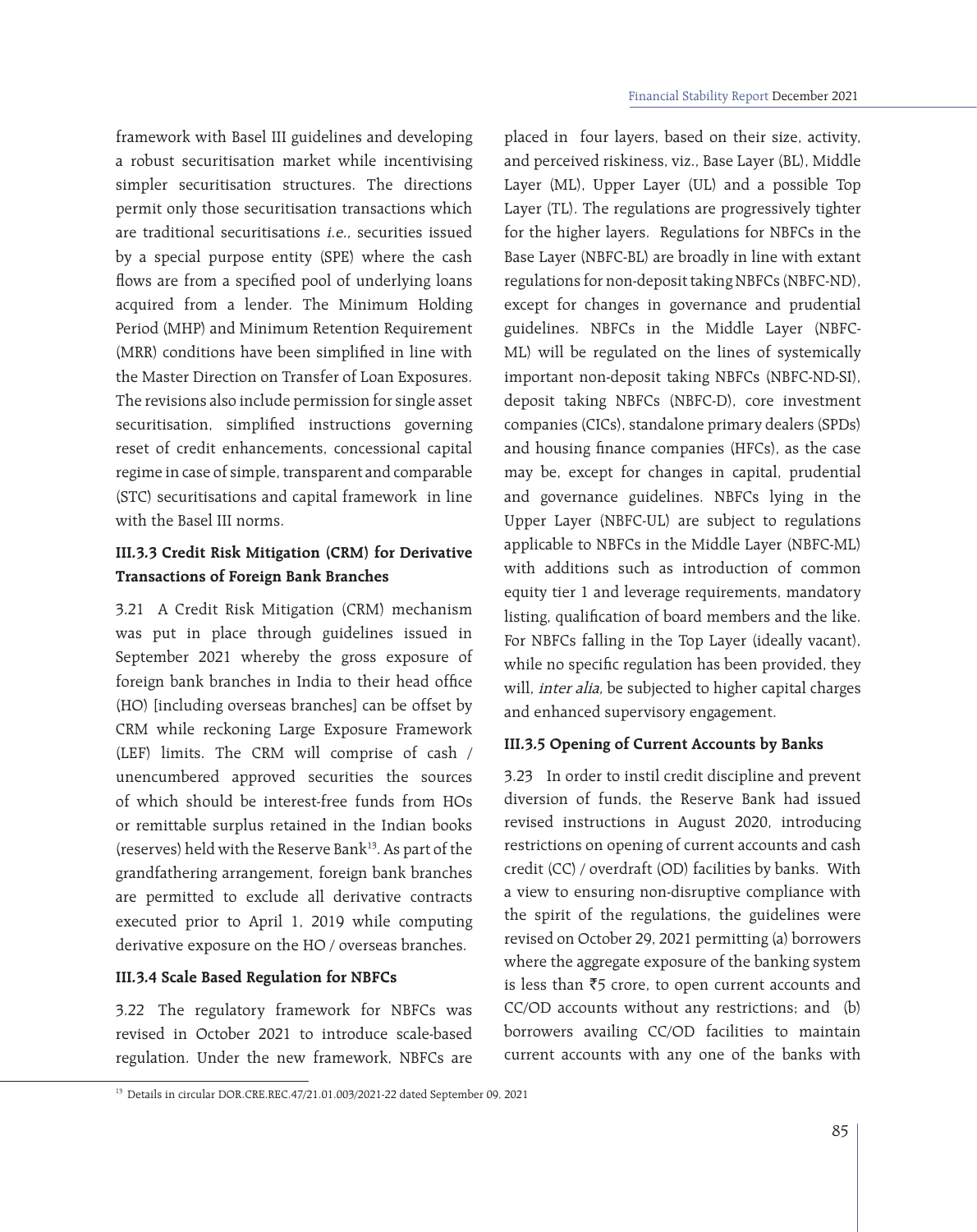framework with Basel III guidelines and developing a robust securitisation market while incentivising simpler securitisation structures. The directions permit only those securitisation transactions which are traditional securitisations *i.e.*, securities issued by a special purpose entity (SPE) where the cash flows are from a specified pool of underlying loans acquired from a lender. The Minimum Holding Period (MHP) and Minimum Retention Requirement (MRR) conditions have been simplified in line with the Master Direction on Transfer of Loan Exposures. The revisions also include permission for single asset securitisation, simplified instructions governing reset of credit enhancements, concessional capital regime in case of simple, transparent and comparable (STC) securitisations and capital framework in line with the Basel III norms.

### III.3.3 Credit Risk Mitigation (CRM) for Derivative Transactions of Foreign Bank Branches

3.21 A Credit Risk Mitigation (CRM) mechanism was put in place through guidelines issued in September 2021 whereby the gross exposure of foreign bank branches in India to their head office (HO) [including overseas branches] can be offset by CRM while reckoning Large Exposure Framework (LEF) limits. The CRM will comprise of cash / unencumbered approved securities the sources of which should be interest-free funds from HOs or remittable surplus retained in the Indian books (reserves) held with the Reserve Bank[13]. As part of the grandfathering arrangement, foreign bank branches are permitted to exclude all derivative contracts executed prior to April 1, 2019 while computing derivative exposure on the HO / overseas branches.

### III.3.4 Scale Based Regulation for NBFCs

3.22 The regulatory framework for NBFCs was revised in October 2021 to introduce scale-based regulation. Under the new framework, NBFCs are placed in four layers, based on their size, activity, and perceived riskiness, viz., Base Layer (BL), Middle Layer (ML), Upper Layer (UL) and a possible Top Layer (TL). The regulations are progressively tighter for the higher layers. Regulations for NBFCs in the Base Layer (NBFC-BL) are broadly in line with extant regulations for non-deposit taking NBFCs (NBFC-ND), except for changes in governance and prudential guidelines. NBFCs in the Middle Layer (NBFC-ML) will be regulated on the lines of systemically important non-deposit taking NBFCs (NBFC-ND-SI), deposit taking NBFCs (NBFC-D), core investment companies (CICs), standalone primary dealers (SPDs) and housing finance companies (HFCs), as the case may be, except for changes in capital, prudential and governance guidelines. NBFCs lying in the Upper Layer (NBFC-UL) are subject to regulations applicable to NBFCs in the Middle Layer (NBFC-ML) with additions such as introduction of common equity tier 1 and leverage requirements, mandatory listing, qualification of board members and the like. For NBFCs falling in the Top Layer (ideally vacant), while no specific regulation has been provided, they will, *inter alia,* be subjected to higher capital charges and enhanced supervisory engagement.

### III.3.5 Opening of Current Accounts by Banks

3.23 In order to instil credit discipline and prevent diversion of funds, the Reserve Bank had issued revised instructions in August 2020, introducing restrictions on opening of current accounts and cash credit (CC) / overdraft (OD) facilities by banks. With a view to ensuring non-disruptive compliance with the spirit of the regulations, the guidelines were revised on October 29, 2021 permitting (a) borrowers where the aggregate exposure of the banking system is less than ₹5 crore, to open current accounts and CC/OD accounts without any restrictions; and (b) borrowers availing CC/OD facilities to maintain current accounts with any one of the banks with

[13] Details in circular DOR.CRE.REC.47/21.01.003/2021-22 dated September 09, 2021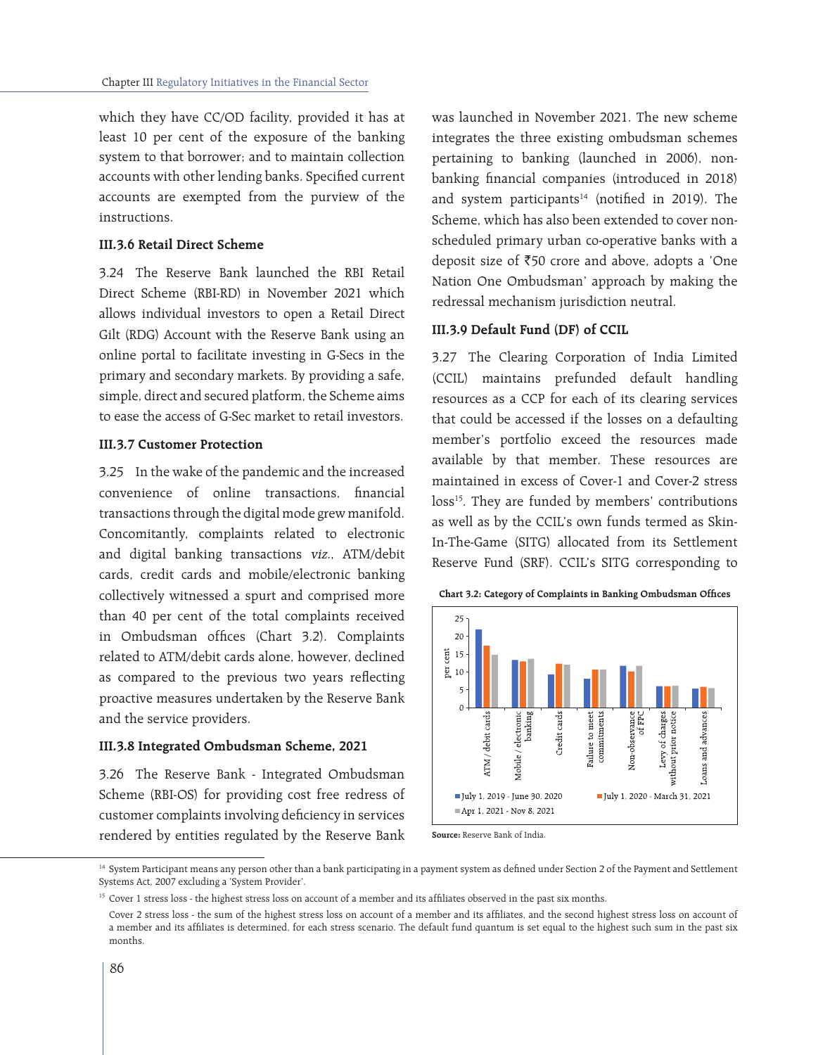which they have CC/OD facility, provided it has at least 10 per cent of the exposure of the banking system to that borrower; and to maintain collection accounts with other lending banks. Specified current accounts are exempted from the purview of the instructions.

### III.3.6 Retail Direct Scheme

3.24 The Reserve Bank launched the RBI Retail Direct Scheme (RBI-RD) in November 2021 which allows individual investors to open a Retail Direct Gilt (RDG) Account with the Reserve Bank using an online portal to facilitate investing in G-Secs in the primary and secondary markets. By providing a safe, simple, direct and secured platform, the Scheme aims to ease the access of G-Sec market to retail investors.

### III.3.7 Customer Protection

3.25 In the wake of the pandemic and the increased convenience of online transactions, financial transactions through the digital mode grew manifold. Concomitantly, complaints related to electronic and digital banking transactions *viz.*, ATM/debit cards, credit cards and mobile/electronic banking collectively witnessed a spurt and comprised more than 40 per cent of the total complaints received in Ombudsman offices (Chart 3.2). Complaints related to ATM/debit cards alone, however, declined as compared to the previous two years reflecting proactive measures undertaken by the Reserve Bank and the service providers.

### III.3.8 Integrated Ombudsman Scheme, 2021

3.26 The Reserve Bank - Integrated Ombudsman Scheme (RBI-OS) for providing cost free redress of customer complaints involving deficiency in services rendered by entities regulated by the Reserve Bank was launched in November 2021. The new scheme integrates the three existing ombudsman schemes pertaining to banking (launched in 2006), non-banking financial companies (introduced in 2018) and system participants[14] (notified in 2019). The Scheme, which has also been extended to cover non-scheduled primary urban co-operative banks with a deposit size of ₹50 crore and above, adopts a 'One Nation One Ombudsman' approach by making the redressal mechanism jurisdiction neutral.

### III.3.9 Default Fund (DF) of CCIL

3.27 The Clearing Corporation of India Limited (CCIL) maintains prefunded default handling resources as a CCP for each of its clearing services that could be accessed if the losses on a defaulting member's portfolio exceed the resources made available by that member. These resources are maintained in excess of Cover-1 and Cover-2 stress loss[15]. They are funded by members' contributions as well as by the CCIL's own funds termed as Skin-In-The-Game (SITG) allocated from its Settlement Reserve Fund (SRF). CCIL's SITG corresponding to

**Chart 3.2: Category of Complaints in Banking Ombudsman Offices**

per cent
0
5
10
15
20
25

ATM / debit cards
Mobile / electronic banking
Credit cards
Failure to meet commitments
Non-observance of FPC
Levy of charges without prior notice
Loans and advances

July 1, 2019 - June 30, 2020
July 1, 2020 - March 31, 2021
Apr 1, 2021 - Nov 8, 2021

**Source:** Reserve Bank of India.

---

[14] System Participant means any person other than a bank participating in a payment system as defined under Section 2 of the Payment and Settlement Systems Act, 2007 excluding a 'System Provider'.

[15] Cover 1 stress loss - the highest stress loss on account of a member and its affiliates observed in the past six months.

Cover 2 stress loss - the sum of the highest stress loss on account of a member and its affiliates, and the second highest stress loss on account of a member and its affiliates is determined, for each stress scenario. The default fund quantum is set equal to the highest such sum in the past six months.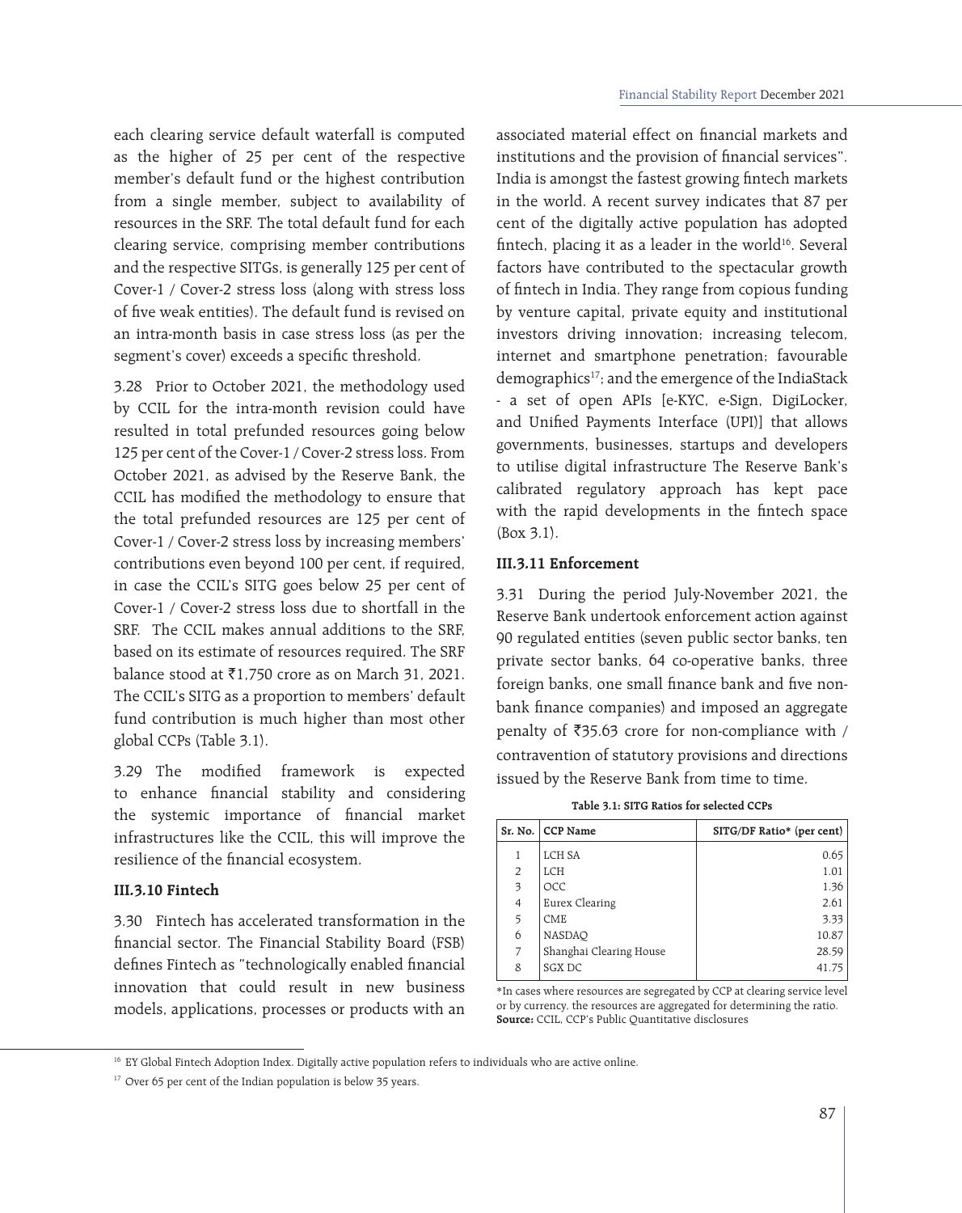each clearing service default waterfall is computed as the higher of 25 per cent of the respective member's default fund or the highest contribution from a single member, subject to availability of resources in the SRF. The total default fund for each clearing service, comprising member contributions and the respective SITGs, is generally 125 per cent of Cover-1 / Cover-2 stress loss (along with stress loss of five weak entities). The default fund is revised on an intra-month basis in case stress loss (as per the segment's cover) exceeds a specific threshold.

3.28 Prior to October 2021, the methodology used by CCIL for the intra-month revision could have resulted in total prefunded resources going below 125 per cent of the Cover-1 / Cover-2 stress loss. From October 2021, as advised by the Reserve Bank, the CCIL has modified the methodology to ensure that the total prefunded resources are 125 per cent of Cover-1 / Cover-2 stress loss by increasing members' contributions even beyond 100 per cent, if required, in case the CCIL's SITG goes below 25 per cent of Cover-1 / Cover-2 stress loss due to shortfall in the SRF. The CCIL makes annual additions to the SRF, based on its estimate of resources required. The SRF balance stood at ₹1,750 crore as on March 31, 2021. The CCIL's SITG as a proportion to members' default fund contribution is much higher than most other global CCPs (Table 3.1).

3.29 The modified framework is expected to enhance financial stability and considering the systemic importance of financial market infrastructures like the CCIL, this will improve the resilience of the financial ecosystem.

#### III.3.10 Fintech

3.30 Fintech has accelerated transformation in the financial sector. The Financial Stability Board (FSB) defines Fintech as "technologically enabled financial innovation that could result in new business models, applications, processes or products with an associated material effect on financial markets and institutions and the provision of financial services". India is amongst the fastest growing fintech markets in the world. A recent survey indicates that 87 per cent of the digitally active population has adopted fintech, placing it as a leader in the world[16]. Several factors have contributed to the spectacular growth of fintech in India. They range from copious funding by venture capital, private equity and institutional investors driving innovation; increasing telecom, internet and smartphone penetration; favourable demographics[17]; and the emergence of the IndiaStack - a set of open APIs [e-KYC, e-Sign, DigiLocker, and Unified Payments Interface (UPI)] that allows governments, businesses, startups and developers to utilise digital infrastructure The Reserve Bank's calibrated regulatory approach has kept pace with the rapid developments in the fintech space (Box 3.1).

#### III.3.11 Enforcement

3.31 During the period July-November 2021, the Reserve Bank undertook enforcement action against 90 regulated entities (seven public sector banks, ten private sector banks, 64 co-operative banks, three foreign banks, one small finance bank and five non-bank finance companies) and imposed an aggregate penalty of ₹35.63 crore for non-compliance with / contravention of statutory provisions and directions issued by the Reserve Bank from time to time.

**Table 3.1: SITG Ratios for selected CCPs**

| Sr. No. | CCP Name | SITG/DF Ratio* (per cent) |
|---|---|---|
| 1 | LCH SA | 0.65 |
| 2 | LCH | 1.01 |
| 3 | OCC | 1.36 |
| 4 | Eurex Clearing | 2.61 |
| 5 | CME | 3.33 |
| 6 | NASDAQ | 10.87 |
| 7 | Shanghai Clearing House | 28.59 |
| 8 | SGX DC | 41.75 |

*In cases where resources are segregated by CCP at clearing service level or by currency, the resources are aggregated for determining the ratio.
**Source:** CCIL, CCP's Public Quantitative disclosures

[16] EY Global Fintech Adoption Index. Digitally active population refers to individuals who are active online.

[17] Over 65 per cent of the Indian population is below 35 years.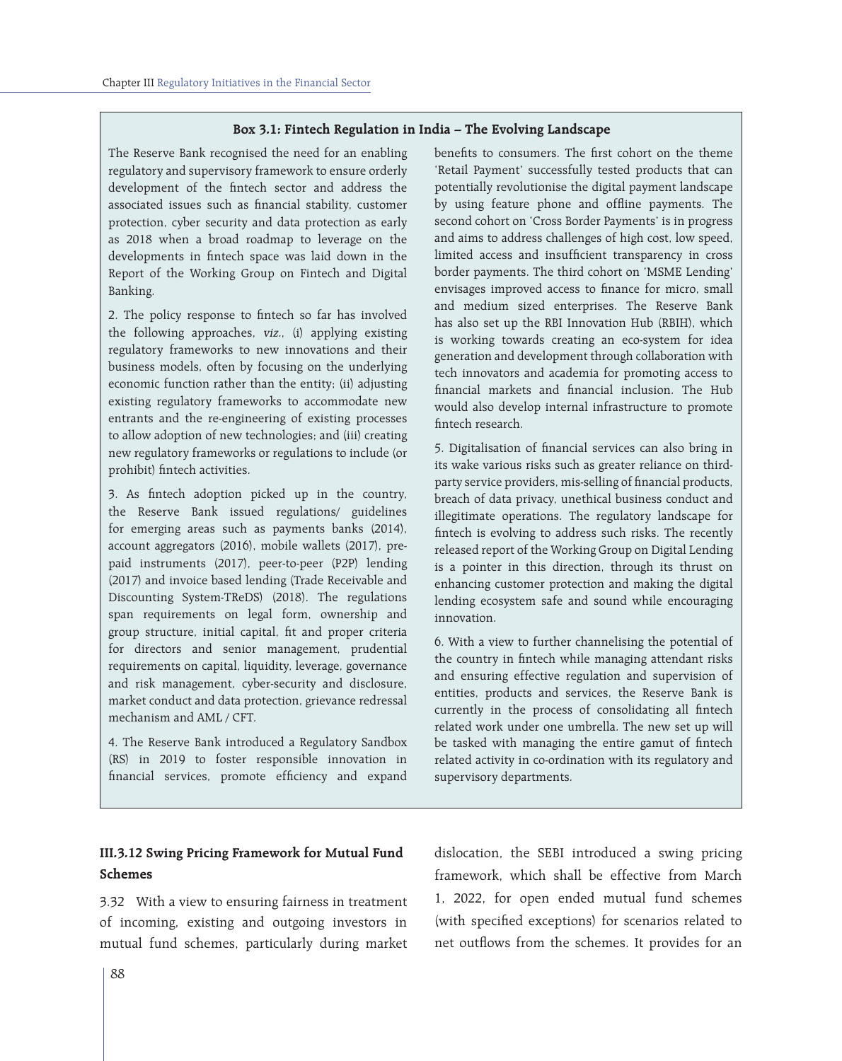**Box 3.1: Fintech Regulation in India – The Evolving Landscape**

The Reserve Bank recognised the need for an enabling regulatory and supervisory framework to ensure orderly development of the fintech sector and address the associated issues such as financial stability, customer protection, cyber security and data protection as early as 2018 when a broad roadmap to leverage on the developments in fintech space was laid down in the Report of the Working Group on Fintech and Digital Banking.

2. The policy response to fintech so far has involved the following approaches, *viz.*, (i) applying existing regulatory frameworks to new innovations and their business models, often by focusing on the underlying economic function rather than the entity; (ii) adjusting existing regulatory frameworks to accommodate new entrants and the re-engineering of existing processes to allow adoption of new technologies; and (iii) creating new regulatory frameworks or regulations to include (or prohibit) fintech activities.

3. As fintech adoption picked up in the country, the Reserve Bank issued regulations/ guidelines for emerging areas such as payments banks (2014), account aggregators (2016), mobile wallets (2017), pre-paid instruments (2017), peer-to-peer (P2P) lending (2017) and invoice based lending (Trade Receivable and Discounting System-TReDS) (2018). The regulations span requirements on legal form, ownership and group structure, initial capital, fit and proper criteria for directors and senior management, prudential requirements on capital, liquidity, leverage, governance and risk management, cyber-security and disclosure, market conduct and data protection, grievance redressal mechanism and AML / CFT.

4. The Reserve Bank introduced a Regulatory Sandbox (RS) in 2019 to foster responsible innovation in financial services, promote efficiency and expand benefits to consumers. The first cohort on the theme 'Retail Payment' successfully tested products that can potentially revolutionise the digital payment landscape by using feature phone and offline payments. The second cohort on 'Cross Border Payments' is in progress and aims to address challenges of high cost, low speed, limited access and insufficient transparency in cross border payments. The third cohort on 'MSME Lending' envisages improved access to finance for micro, small and medium sized enterprises. The Reserve Bank has also set up the RBI Innovation Hub (RBIH), which is working towards creating an eco-system for idea generation and development through collaboration with tech innovators and academia for promoting access to financial markets and financial inclusion. The Hub would also develop internal infrastructure to promote fintech research.

5. Digitalisation of financial services can also bring in its wake various risks such as greater reliance on third-party service providers, mis-selling of financial products, breach of data privacy, unethical business conduct and illegitimate operations. The regulatory landscape for fintech is evolving to address such risks. The recently released report of the Working Group on Digital Lending is a pointer in this direction, through its thrust on enhancing customer protection and making the digital lending ecosystem safe and sound while encouraging innovation.

6. With a view to further channelising the potential of the country in fintech while managing attendant risks and ensuring effective regulation and supervision of entities, products and services, the Reserve Bank is currently in the process of consolidating all fintech related work under one umbrella. The new set up will be tasked with managing the entire gamut of fintech related activity in co-ordination with its regulatory and supervisory departments.

### III.3.12 Swing Pricing Framework for Mutual Fund Schemes

3.32 With a view to ensuring fairness in treatment of incoming, existing and outgoing investors in mutual fund schemes, particularly during market dislocation, the SEBI introduced a swing pricing framework, which shall be effective from March 1, 2022, for open ended mutual fund schemes (with specified exceptions) for scenarios related to net outflows from the schemes. It provides for an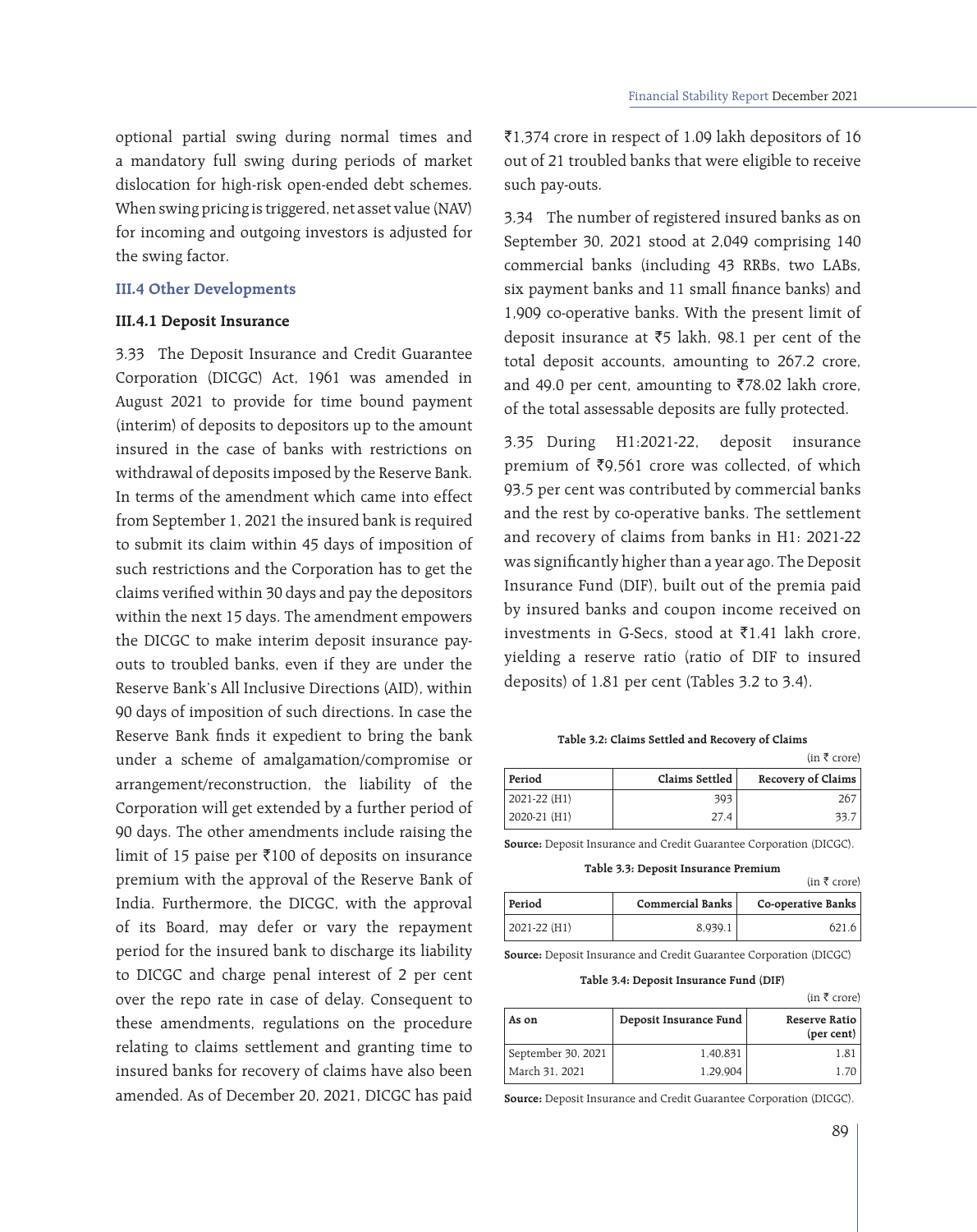optional partial swing during normal times and a mandatory full swing during periods of market dislocation for high-risk open-ended debt schemes. When swing pricing is triggered, net asset value (NAV) for incoming and outgoing investors is adjusted for the swing factor.

## III.4 Other Developments

### III.4.1 Deposit Insurance

3.33 The Deposit Insurance and Credit Guarantee Corporation (DICGC) Act, 1961 was amended in August 2021 to provide for time bound payment (interim) of deposits to depositors up to the amount insured in the case of banks with restrictions on withdrawal of deposits imposed by the Reserve Bank. In terms of the amendment which came into effect from September 1, 2021 the insured bank is required to submit its claim within 45 days of imposition of such restrictions and the Corporation has to get the claims verified within 30 days and pay the depositors within the next 15 days. The amendment empowers the DICGC to make interim deposit insurance pay-outs to troubled banks, even if they are under the Reserve Bank's All Inclusive Directions (AID), within 90 days of imposition of such directions. In case the Reserve Bank finds it expedient to bring the bank under a scheme of amalgamation/compromise or arrangement/reconstruction, the liability of the Corporation will get extended by a further period of 90 days. The other amendments include raising the limit of 15 paise per ₹100 of deposits on insurance premium with the approval of the Reserve Bank of India. Furthermore, the DICGC, with the approval of its Board, may defer or vary the repayment period for the insured bank to discharge its liability to DICGC and charge penal interest of 2 per cent over the repo rate in case of delay. Consequent to these amendments, regulations on the procedure relating to claims settlement and granting time to insured banks for recovery of claims have also been amended. As of December 20, 2021, DICGC has paid ₹1,374 crore in respect of 1.09 lakh depositors of 16 out of 21 troubled banks that were eligible to receive such pay-outs.

3.34 The number of registered insured banks as on September 30, 2021 stood at 2,049 comprising 140 commercial banks (including 43 RRBs, two LABs, six payment banks and 11 small finance banks) and 1,909 co-operative banks. With the present limit of deposit insurance at ₹5 lakh, 98.1 per cent of the total deposit accounts, amounting to 267.2 crore, and 49.0 per cent, amounting to ₹78.02 lakh crore, of the total assessable deposits are fully protected.

3.35 During H1:2021-22, deposit insurance premium of ₹9,561 crore was collected, of which 93.5 per cent was contributed by commercial banks and the rest by co-operative banks. The settlement and recovery of claims from banks in H1: 2021-22 was significantly higher than a year ago. The Deposit Insurance Fund (DIF), built out of the premia paid by insured banks and coupon income received on investments in G-Secs, stood at ₹1.41 lakh crore, yielding a reserve ratio (ratio of DIF to insured deposits) of 1.81 per cent (Tables 3.2 to 3.4).

**Table 3.2: Claims Settled and Recovery of Claims**

(in ₹ crore)

| Period | Claims Settled | Recovery of Claims |
|---|---|---|
| 2021-22 (H1) | 393 | 267 |
| 2020-21 (H1) | 27.4 | 33.7 |

**Source:** Deposit Insurance and Credit Guarantee Corporation (DICGC).

**Table 3.3: Deposit Insurance Premium**

(in ₹ crore)

| Period | Commercial Banks | Co-operative Banks |
|---|---|---|
| 2021-22 (H1) | 8,939.1 | 621.6 |

**Source:** Deposit Insurance and Credit Guarantee Corporation (DICGC)

**Table 3.4: Deposit Insurance Fund (DIF)**

(in ₹ crore)

| As on | Deposit Insurance Fund | Reserve Ratio (per cent) |
|---|---|---|
| September 30, 2021 | 1,40,831 | 1.81 |
| March 31, 2021 | 1,29,904 | 1.70 |

**Source:** Deposit Insurance and Credit Guarantee Corporation (DICGC).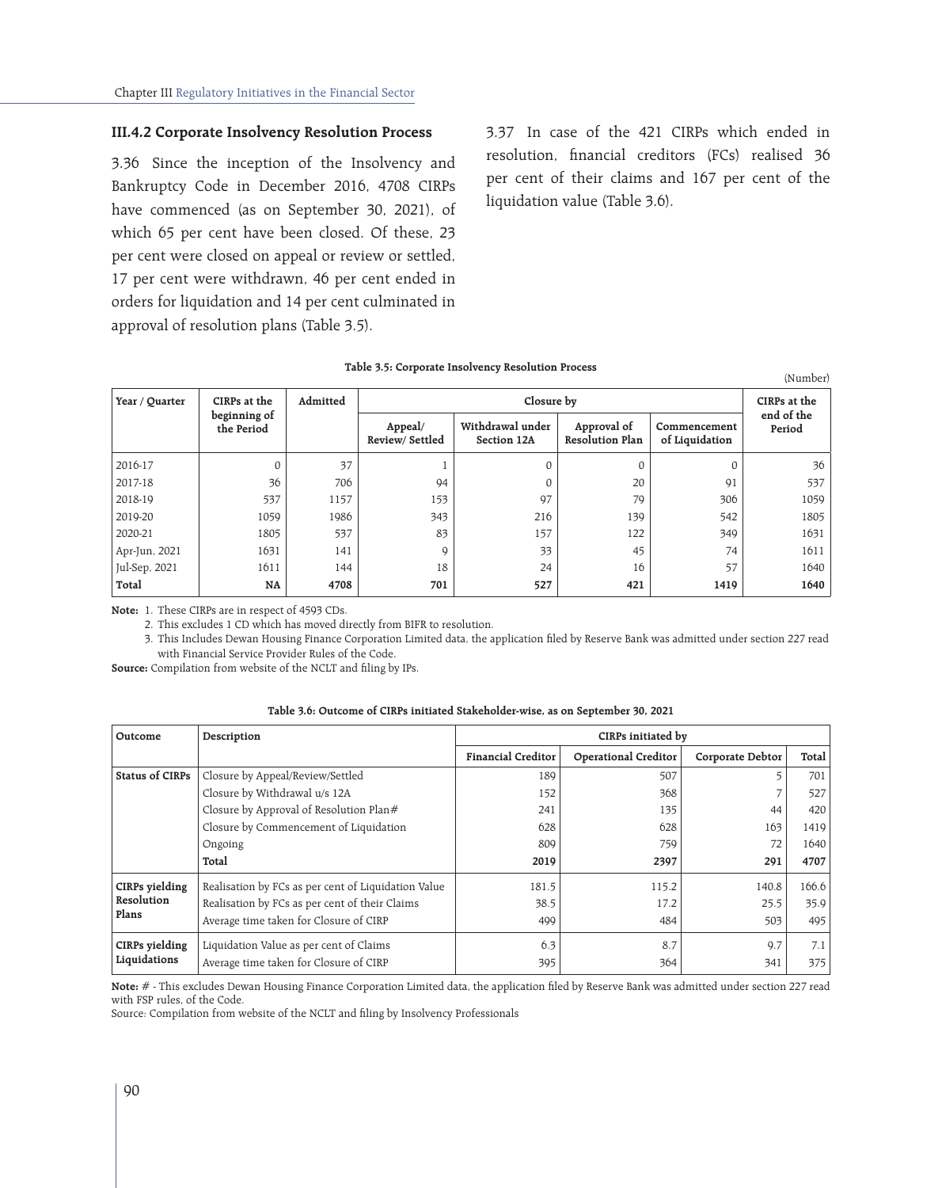### III.4.2 Corporate Insolvency Resolution Process

3.36 Since the inception of the Insolvency and Bankruptcy Code in December 2016, 4708 CIRPs have commenced (as on September 30, 2021), of which 65 per cent have been closed. Of these, 23 per cent were closed on appeal or review or settled, 17 per cent were withdrawn, 46 per cent ended in orders for liquidation and 14 per cent culminated in approval of resolution plans (Table 3.5).

3.37 In case of the 421 CIRPs which ended in resolution, financial creditors (FCs) realised 36 per cent of their claims and 167 per cent of the liquidation value (Table 3.6).

**Table 3.5: Corporate Insolvency Resolution Process**

(Number)

| Year / Quarter | CIRPs at the beginning of the Period | Admitted | Closure by | | | | CIRPs at the end of the Period |
|---|---|---|---|---|---|---|---|
| | | | Appeal/ Review/ Settled | Withdrawal under Section 12A | Approval of Resolution Plan | Commencement of Liquidation | |
| 2016-17 | 0 | 37 | 1 | 0 | 0 | 0 | 36 |
| 2017-18 | 36 | 706 | 94 | 0 | 20 | 91 | 537 |
| 2018-19 | 537 | 1157 | 153 | 97 | 79 | 306 | 1059 |
| 2019-20 | 1059 | 1986 | 343 | 216 | 139 | 542 | 1805 |
| 2020-21 | 1805 | 537 | 83 | 157 | 122 | 349 | 1631 |
| Apr-Jun, 2021 | 1631 | 141 | 9 | 33 | 45 | 74 | 1611 |
| Jul-Sep, 2021 | 1611 | 144 | 18 | 24 | 16 | 57 | 1640 |
| **Total** | **NA** | **4708** | **701** | **527** | **421** | **1419** | **1640** |

**Note:** 1. These CIRPs are in respect of 4593 CDs.
2. This excludes 1 CD which has moved directly from BIFR to resolution.
3. This Includes Dewan Housing Finance Corporation Limited data, the application filed by Reserve Bank was admitted under section 227 read with Financial Service Provider Rules of the Code.

**Source:** Compilation from website of the NCLT and filing by IPs.

**Table 3.6: Outcome of CIRPs initiated Stakeholder-wise, as on September 30, 2021**

| Outcome | Description | CIRPs initiated by | | | |
|---|---|---|---|---|---|
| | | Financial Creditor | Operational Creditor | Corporate Debtor | Total |
| **Status of CIRPs** | Closure by Appeal/Review/Settled | 189 | 507 | 5 | 701 |
| | Closure by Withdrawal u/s 12A | 152 | 368 | 7 | 527 |
| | Closure by Approval of Resolution Plan# | 241 | 135 | 44 | 420 |
| | Closure by Commencement of Liquidation | 628 | 628 | 163 | 1419 |
| | Ongoing | 809 | 759 | 72 | 1640 |
| | **Total** | **2019** | **2397** | **291** | **4707** |
| **CIRPs yielding Resolution Plans** | Realisation by FCs as per cent of Liquidation Value | 181.5 | 115.2 | 140.8 | 166.6 |
| | Realisation by FCs as per cent of their Claims | 38.5 | 17.2 | 25.5 | 35.9 |
| | Average time taken for Closure of CIRP | 499 | 484 | 503 | 495 |
| **CIRPs yielding Liquidations** | Liquidation Value as per cent of Claims | 6.3 | 8.7 | 9.7 | 7.1 |
| | Average time taken for Closure of CIRP | 395 | 364 | 341 | 375 |

**Note:** # - This excludes Dewan Housing Finance Corporation Limited data, the application filed by Reserve Bank was admitted under section 227 read with FSP rules, of the Code.

Source: Compilation from website of the NCLT and filing by Insolvency Professionals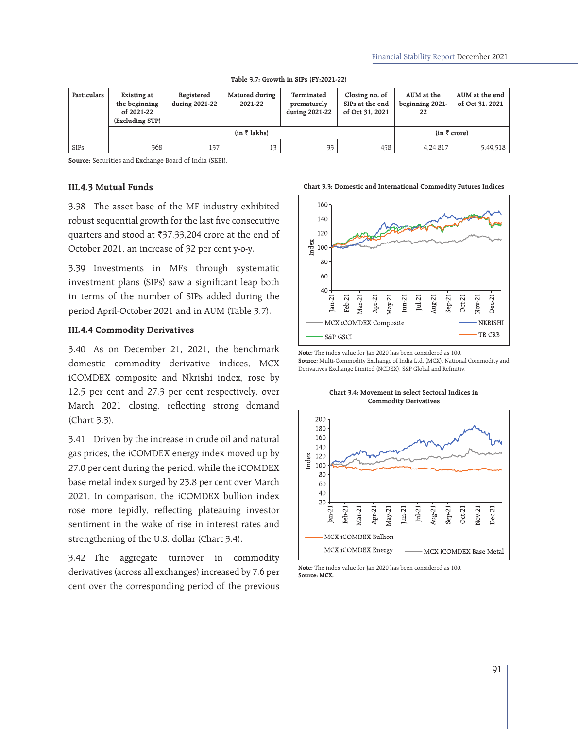Table 3.7: Growth in SIPs (FY:2021-22)

| Particulars | Existing at the beginning of 2021-22 (Excluding STP) | Registered during 2021-22 | Matured during 2021-22 | Terminated prematurely during 2021-22 | Closing no. of SIPs at the end of Oct 31, 2021 | AUM at the beginning 2021-22 | AUM at the end of Oct 31, 2021 |
|---|---|---|---|---|---|---|---|
| | (in ₹ lakhs) | | | | | (in ₹ crore) | |
| SIPs | 368 | 137 | 13 | 33 | 458 | 4,24,817 | 5,49,518 |

**Source:** Securities and Exchange Board of India (SEBI).

### III.4.3 Mutual Funds

3.38 The asset base of the MF industry exhibited robust sequential growth for the last five consecutive quarters and stood at ₹37,33,204 crore at the end of October 2021, an increase of 32 per cent y-o-y.

3.39 Investments in MFs through systematic investment plans (SIPs) saw a significant leap both in terms of the number of SIPs added during the period April-October 2021 and in AUM (Table 3.7).

### III.4.4 Commodity Derivatives

3.40 As on December 21, 2021, the benchmark domestic commodity derivative indices, MCX iCOMDEX composite and Nkrishi index, rose by 12.5 per cent and 27.3 per cent respectively, over March 2021 closing, reflecting strong demand (Chart 3.3).

3.41 Driven by the increase in crude oil and natural gas prices, the iCOMDEX energy index moved up by 27.0 per cent during the period, while the iCOMDEX base metal index surged by 23.8 per cent over March 2021. In comparison, the iCOMDEX bullion index rose more tepidly, reflecting plateauing investor sentiment in the wake of rise in interest rates and strengthening of the U.S. dollar (Chart 3.4).

3.42 The aggregate turnover in commodity derivatives (across all exchanges) increased by 7.6 per cent over the corresponding period of the previous

**Chart 3.3: Domestic and International Commodity Futures Indices**

Index
160
140
120
100
80
60
40
Jan-21 Feb-21 Mar-21 Apr-21 May-21 Jun-21 Jul-21 Aug-21 Sep-21 Oct-21 Nov-21 Dec-21
MCX iCOMDEX Composite
NKRISHI
S&P GSCI
TR CRB

**Note:** The index value for Jan 2020 has been considered as 100.
**Source:** Multi-Commodity Exchange of India Ltd. (MCX), National Commodity and Derivatives Exchange Limited (NCDEX), S&P Global and Refinitiv.

**Chart 3.4: Movement in select Sectoral Indices in Commodity Derivatives**

Index
200
180
160
140
120
100
80
60
40
20
Jan-21 Feb-21 Mar-21 Apr-21 May-21 Jun-21 Jul-21 Aug-21 Sep-21 Oct-21 Nov-21 Dec-21
MCX iCOMDEX Bullion
MCX iCOMDEX Energy
MCX iCOMDEX Base Metal

**Note:** The index value for Jan 2020 has been considered as 100.
**Source:** MCX.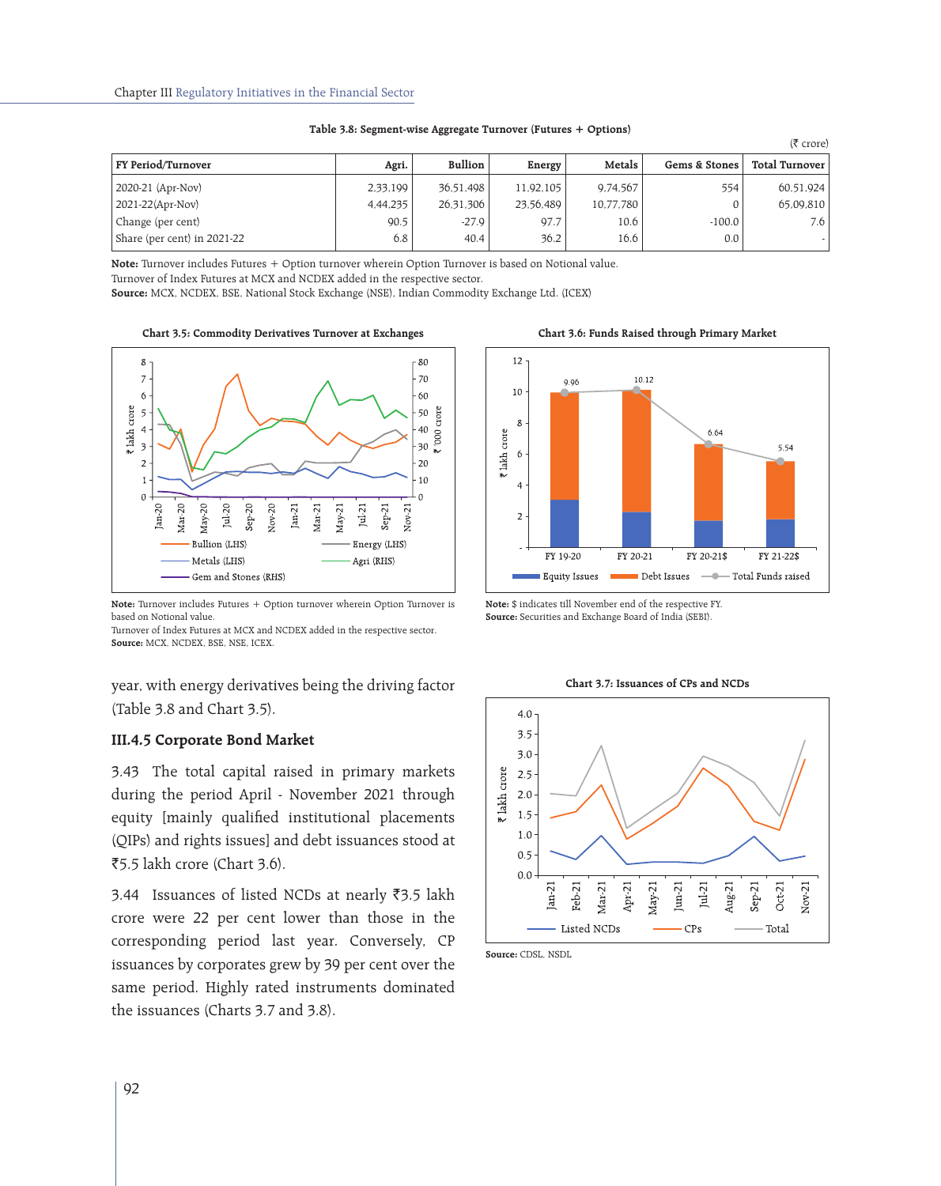**Table 3.8: Segment-wise Aggregate Turnover (Futures + Options)**

(₹ crore)

| FY Period/Turnover | Agri. | Bullion | Energy | Metals | Gems & Stones | Total Turnover |
|---|---|---|---|---|---|---|
| 2020-21 (Apr-Nov) | 2,33,199 | 36,51,498 | 11,92,105 | 9,74,567 | 554 | 60,51,924 |
| 2021-22(Apr-Nov) | 4,44,235 | 26,31,306 | 23,56,489 | 10,77,780 | 0 | 65,09,810 |
| Change (per cent) | 90.5 | -27.9 | 97.7 | 10.6 | -100.0 | 7.6 |
| Share (per cent) in 2021-22 | 6.8 | 40.4 | 36.2 | 16.6 | 0.0 | - |

**Note:** Turnover includes Futures + Option turnover wherein Option Turnover is based on Notional value.
Turnover of Index Futures at MCX and NCDEX added in the respective sector.
**Source:** MCX, NCDEX, BSE, National Stock Exchange (NSE), Indian Commodity Exchange Ltd. (ICEX)

**Chart 3.5: Commodity Derivatives Turnover at Exchanges**

₹ lakh crore
₹ '000 crore
Jan-20 Mar-20 May-20 Jul-20 Sep-20 Nov-20 Jan-21 Mar-21 May-21 Jul-21 Sep-21 Nov-21
Bullion (LHS) Energy (LHS) Metals (LHS) Agri (RHS) Gem and Stones (RHS)

**Note:** Turnover includes Futures + Option turnover wherein Option Turnover is based on Notional value.
Turnover of Index Futures at MCX and NCDEX added in the respective sector.
**Source:** MCX, NCDEX, BSE, NSE, ICEX.

**Chart 3.6: Funds Raised through Primary Market**

₹ lakh crore
9.96 10.12 6.64 5.54
FY 19-20 FY 20-21 FY 20-21$ FY 21-22$
Equity Issues Debt Issues Total Funds raised

**Note:** $ indicates till November end of the respective FY.
**Source:** Securities and Exchange Board of India (SEBI).

year, with energy derivatives being the driving factor (Table 3.8 and Chart 3.5).

### III.4.5 Corporate Bond Market

3.43 The total capital raised in primary markets during the period April - November 2021 through equity [mainly qualified institutional placements (QIPs) and rights issues] and debt issuances stood at ₹5.5 lakh crore (Chart 3.6).

3.44 Issuances of listed NCDs at nearly ₹3.5 lakh crore were 22 per cent lower than those in the corresponding period last year. Conversely, CP issuances by corporates grew by 39 per cent over the same period. Highly rated instruments dominated the issuances (Charts 3.7 and 3.8).

**Chart 3.7: Issuances of CPs and NCDs**

₹ lakh crore
Jan-21 Feb-21 Mar-21 Apr-21 May-21 Jun-21 Jul-21 Aug-21 Sep-21 Oct-21 Nov-21
Listed NCDs CPs Total

**Source:** CDSL, NSDL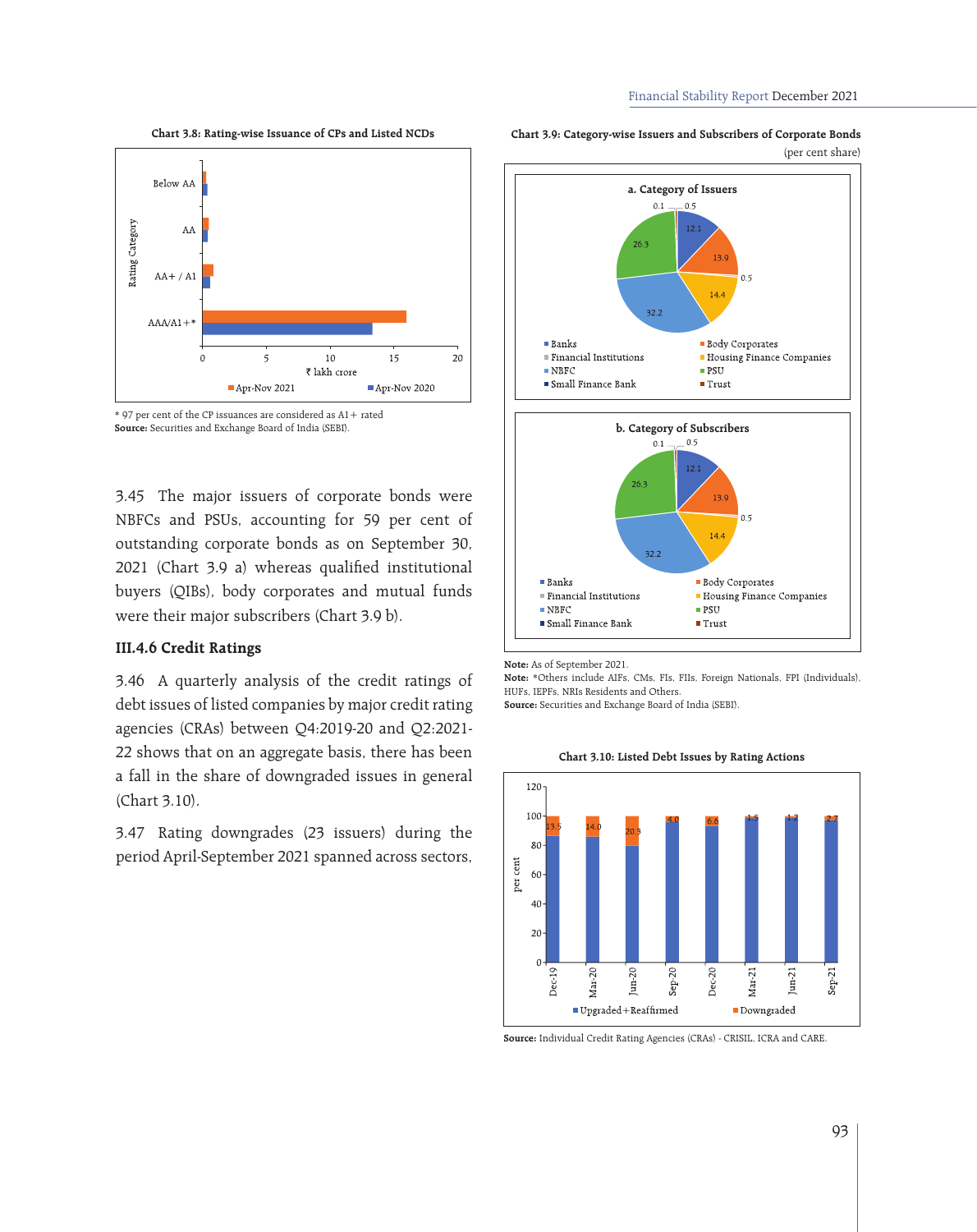**Chart 3.8: Rating-wise Issuance of CPs and Listed NCDs**

Rating Category

Below AA

AA

AA+ / A1

AAA/A1+*

0 5 10 15 20

₹ lakh crore

Apr-Nov 2021 Apr-Nov 2020

\* 97 per cent of the CP issuances are considered as A1+ rated

**Source:** Securities and Exchange Board of India (SEBI).

**Chart 3.9: Category-wise Issuers and Subscribers of Corporate Bonds**

(per cent share)

a. Category of Issuers

0.1 0.5 12.1 13.9 0.5 14.4 32.2 26.3

Banks, Body Corporates, Financial Institutions, Housing Finance Companies, NBFC, PSU, Small Finance Bank, Trust

b. Category of Subscribers

0.1 0.5 12.1 13.9 0.5 14.4 32.2 26.3

Banks, Body Corporates, Financial Institutions, Housing Finance Companies, NBFC, PSU, Small Finance Bank, Trust

**Note:** As of September 2021.

**Note:** \*Others include AIFs, CMs, FIs, FIIs, Foreign Nationals, FPI (Individuals), HUFs, IEPFs, NRIs Residents and Others.

**Source:** Securities and Exchange Board of India (SEBI).

3.45 The major issuers of corporate bonds were NBFCs and PSUs, accounting for 59 per cent of outstanding corporate bonds as on September 30, 2021 (Chart 3.9 a) whereas qualified institutional buyers (QIBs), body corporates and mutual funds were their major subscribers (Chart 3.9 b).

### III.4.6 Credit Ratings

3.46 A quarterly analysis of the credit ratings of debt issues of listed companies by major credit rating agencies (CRAs) between Q4:2019-20 and Q2:2021-22 shows that on an aggregate basis, there has been a fall in the share of downgraded issues in general (Chart 3.10).

3.47 Rating downgrades (23 issuers) during the period April-September 2021 spanned across sectors,

**Chart 3.10: Listed Debt Issues by Rating Actions**

per cent

0 20 40 60 80 100 120

13.5 14.0 20.3 4.0 6.6 1.5 1.2 2.7

Dec-19 Mar-20 Jun-20 Sep-20 Dec-20 Mar-21 Jun-21 Sep-21

Upgraded+Reaffirmed Downgraded

**Source:** Individual Credit Rating Agencies (CRAs) - CRISIL, ICRA and CARE.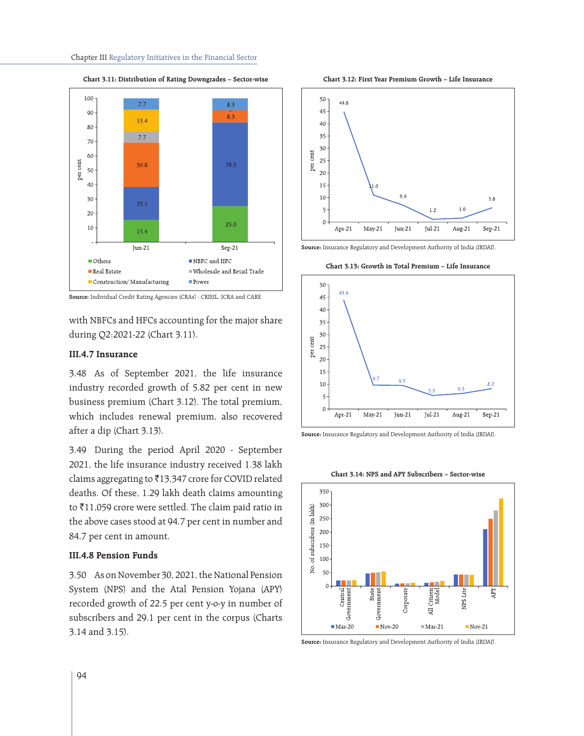**Chart 3.11: Distribution of Rating Downgrades – Sector-wise**

100
90
80
70
60
50
40
30
20
10
-
per cent

Jun-21: 15.4, 23.1, 30.8, 7.7, 15.4, 7.7
Sep-21: 25.0, 58.3, 8.3, 8.3

Others
Real Estate
Construction/ Manufacturing
NBFC and HFC
Wholesale and Retail Trade
Power

**Source:** Individual Credit Rating Agencies (CRAs) - CRISIL, ICRA and CARE

with NBFCs and HFCs accounting for the major share during Q2:2021-22 (Chart 3.11).

### III.4.7 Insurance

3.48 As of September 2021, the life insurance industry recorded growth of 5.82 per cent in new business premium (Chart 3.12). The total premium, which includes renewal premium, also recovered after a dip (Chart 3.13).

3.49 During the period April 2020 - September 2021, the life insurance industry received 1.38 lakh claims aggregating to ₹13,347 crore for COVID related deaths. Of these, 1.29 lakh death claims amounting to ₹11,059 crore were settled. The claim paid ratio in the above cases stood at 94.7 per cent in number and 84.7 per cent in amount.

### III.4.8 Pension Funds

3.50 As on November 30, 2021, the National Pension System (NPS) and the Atal Pension Yojana (APY) recorded growth of 22.5 per cent y-o-y in number of subscribers and 29.1 per cent in the corpus (Charts 3.14 and 3.15).

**Chart 3.12: First Year Premium Growth – Life Insurance**

per cent

44.8
11.0
6.9
1.2
1.6
5.8

Apr-21 May-21 Jun-21 Jul-21 Aug-21 Sep-21

**Source:** Insurance Regulatory and Development Authority of India (IRDAI).

**Chart 3.13: Growth in Total Premium – Life Insurance**

per cent

43.9
9.7
9.5
5.5
6.3
8.2

Apr-21 May-21 Jun-21 Jul-21 Aug-21 Sep-21

**Source:** Insurance Regulatory and Development Authority of India (IRDAI).

**Chart 3.14: NPS and APY Subscribers – Sector-wise**

No. of subscribers (in lakh)

Central Government
State Government
Corporate
All Citizen Model
NPS Lite
APY

Mar-20 Nov-20 Mar-21 Nov-21

**Source:** Insurance Regulatory and Development Authority of India (IRDAI).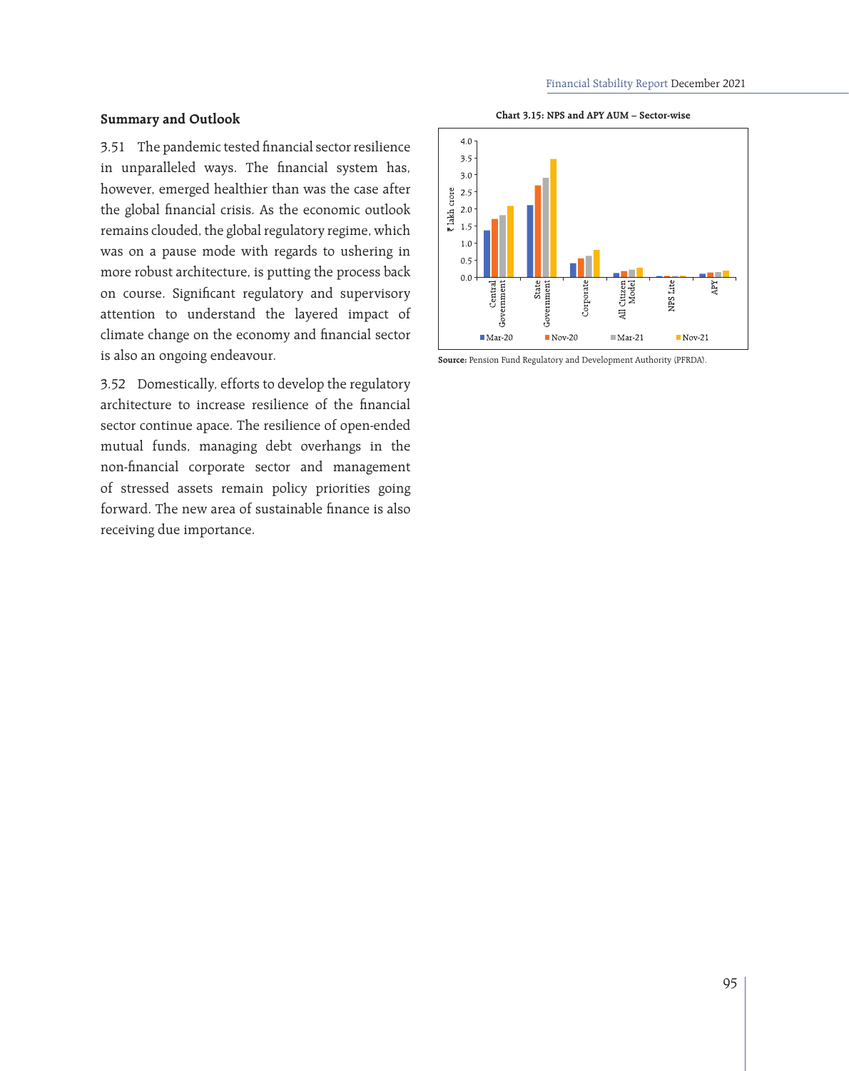## Summary and Outlook

3.51 The pandemic tested financial sector resilience in unparalleled ways. The financial system has, however, emerged healthier than was the case after the global financial crisis. As the economic outlook remains clouded, the global regulatory regime, which was on a pause mode with regards to ushering in more robust architecture, is putting the process back on course. Significant regulatory and supervisory attention to understand the layered impact of climate change on the economy and financial sector is also an ongoing endeavour.

3.52 Domestically, efforts to develop the regulatory architecture to increase resilience of the financial sector continue apace. The resilience of open-ended mutual funds, managing debt overhangs in the non-financial corporate sector and management of stressed assets remain policy priorities going forward. The new area of sustainable finance is also receiving due importance.

**Chart 3.15: NPS and APY AUM – Sector-wise**

₹ lakh crore

4.0
3.5
3.0
2.5
2.0
1.5
1.0
0.5
0.0

Central Government
State Government
Corporate
All Citizen Model
NPS Lite
APY

Mar-20
Nov-20
Mar-21
Nov-21

**Source:** Pension Fund Regulatory and Development Authority (PFRDA).